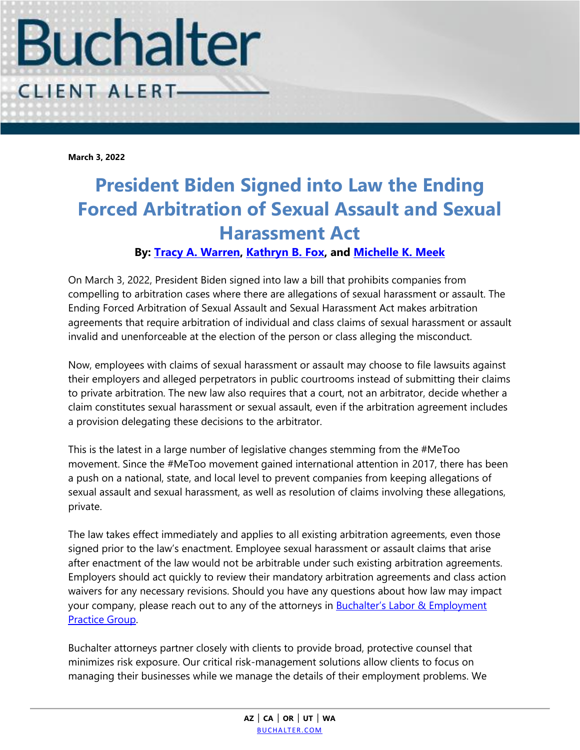Buchalter

CLIENT ALERT

**March 3, 2022**

# President Biden Signed into Law the Ending Forced Arbitration of Sexual Assault and Sexual Harassment Act

**By: Tracy A. Warren, Kathryn B. Fox, and Michelle K. Meek**

On March 3, 2022, President Biden signed into law a bill that prohibits companies from compelling to arbitration cases where there are allegations of sexual harassment or assault. The Ending Forced Arbitration of Sexual Assault and Sexual Harassment Act makes arbitration agreements that require arbitration of individual and class claims of sexual harassment or assault invalid and unenforceable at the election of the person or class alleging the misconduct.

Now, employees with claims of sexual harassment or assault may choose to file lawsuits against their employers and alleged perpetrators in public courtrooms instead of submitting their claims to private arbitration. The new law also requires that a court, not an arbitrator, decide whether a claim constitutes sexual harassment or sexual assault, even if the arbitration agreement includes a provision delegating these decisions to the arbitrator.

This is the latest in a large number of legislative changes stemming from the #MeToo movement. Since the #MeToo movement gained international attention in 2017, there has been a push on a national, state, and local level to prevent companies from keeping allegations of sexual assault and sexual harassment, as well as resolution of claims involving these allegations, private.

The law takes effect immediately and applies to all existing arbitration agreements, even those signed prior to the law's enactment. Employee sexual harassment or assault claims that arise after enactment of the law would not be arbitrable under such existing arbitration agreements. Employers should act quickly to review their mandatory arbitration agreements and class action waivers for any necessary revisions. Should you have any questions about how law may impact your company, please reach out to any of the attorneys in Buchalter's Labor & Employment Practice Group.

Buchalter attorneys partner closely with clients to provide broad, protective counsel that minimizes risk exposure. Our critical risk-management solutions allow clients to focus on managing their businesses while we manage the details of their employment problems. We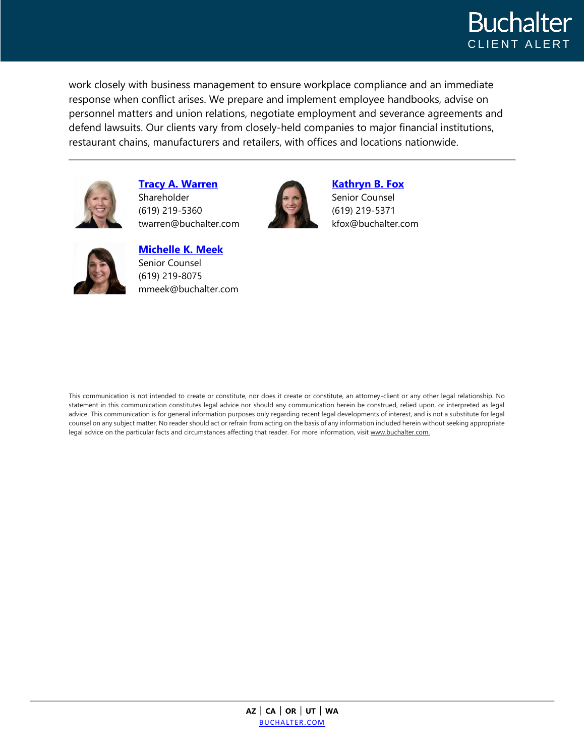work closely with business management to ensure workplace compliance and an immediate response when conflict arises. We prepare and implement employee handbooks, advise on personnel matters and union relations, negotiate employment and severance agreements and defend lawsuits. Our clients vary from closely-held companies to major financial institutions, restaurant chains, manufacturers and retailers, with offices and locations nationwide.

---

**Tracy A. Warren**
Shareholder
(619) 219-5360
twarren@buchalter.com

**Kathryn B. Fox**
Senior Counsel
(619) 219-5371
kfox@buchalter.com

**Michelle K. Meek**
Senior Counsel
(619) 219-8075
mmeek@buchalter.com

This communication is not intended to create or constitute, nor does it create or constitute, an attorney-client or any other legal relationship. No statement in this communication constitutes legal advice nor should any communication herein be construed, relied upon, or interpreted as legal advice. This communication is for general information purposes only regarding recent legal developments of interest, and is not a substitute for legal counsel on any subject matter. No reader should act or refrain from acting on the basis of any information included herein without seeking appropriate legal advice on the particular facts and circumstances affecting that reader. For more information, visit www.buchalter.com.